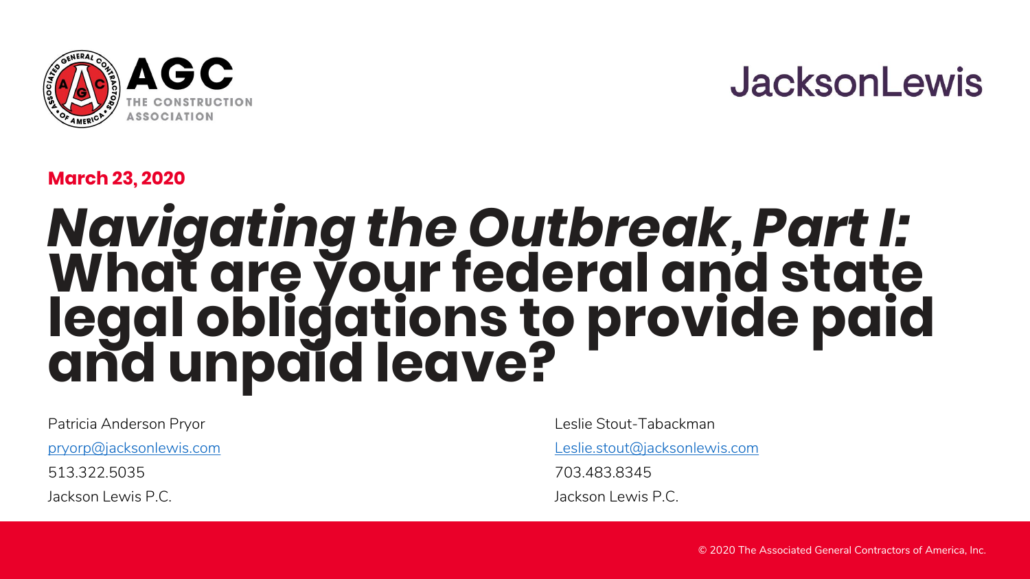AGC THE CONSTRUCTION ASSOCIATION

JacksonLewis

**March 23, 2020**

# *Navigating the Outbreak, Part I:* What are your federal and state legal obligations to provide paid and unpaid leave?

Patricia Anderson Pryor
pryorp@jacksonlewis.com
513.322.5035
Jackson Lewis P.C.

Leslie Stout-Tabackman
Leslie.stout@jacksonlewis.com
703.483.8345
Jackson Lewis P.C.

© 2020 The Associated General Contractors of America, Inc.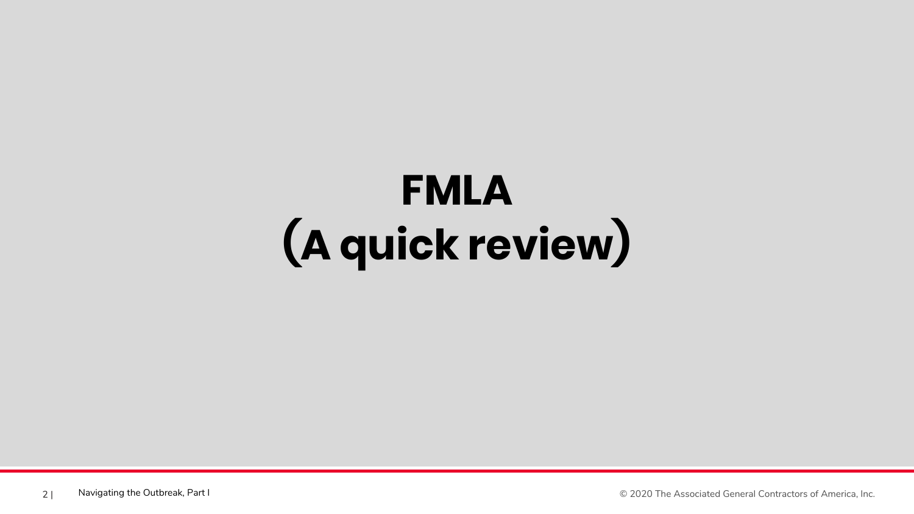# FMLA
# (A quick review)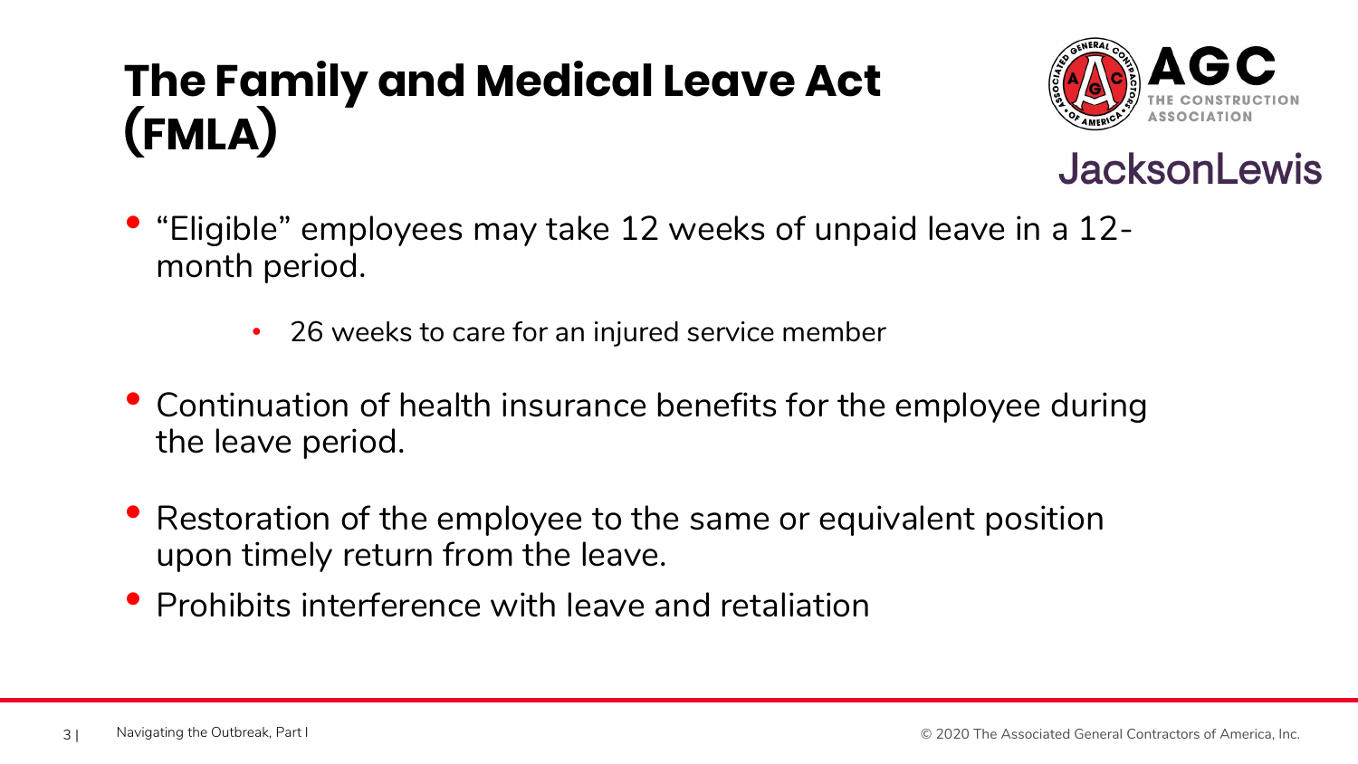# The Family and Medical Leave Act (FMLA)

- "Eligible" employees may take 12 weeks of unpaid leave in a 12-month period.
  - 26 weeks to care for an injured service member
- Continuation of health insurance benefits for the employee during the leave period.
- Restoration of the employee to the same or equivalent position upon timely return from the leave.
- Prohibits interference with leave and retaliation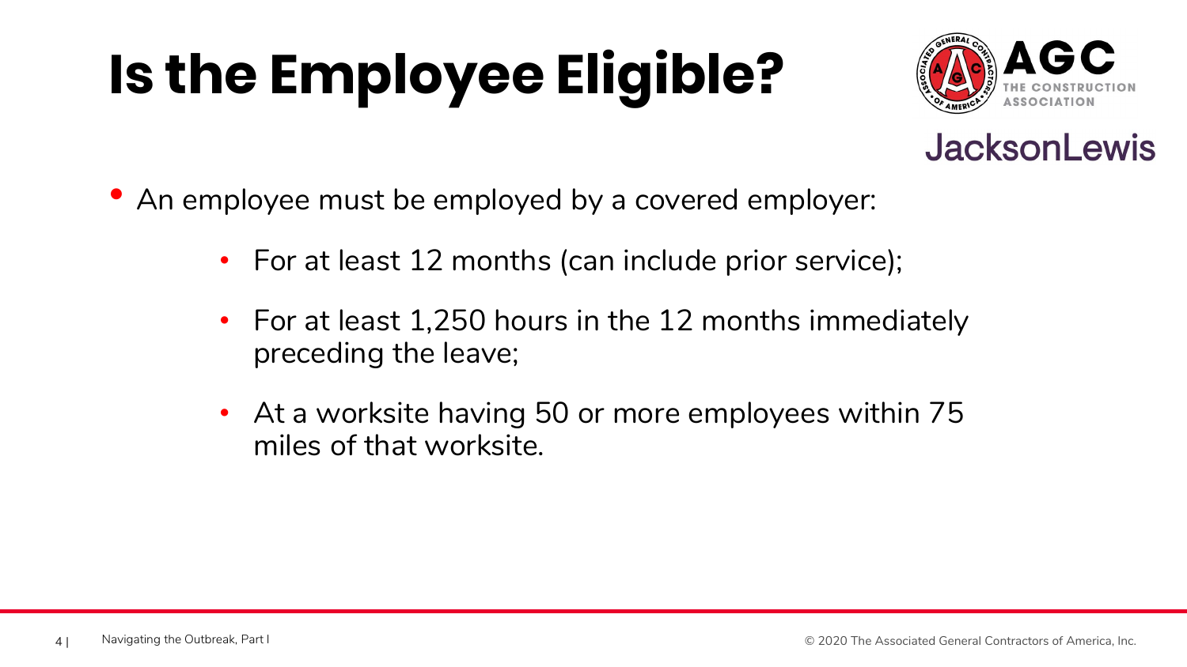# Is the Employee Eligible?

- An employee must be employed by a covered employer:
  - For at least 12 months (can include prior service);
  - For at least 1,250 hours in the 12 months immediately preceding the leave;
  - At a worksite having 50 or more employees within 75 miles of that worksite.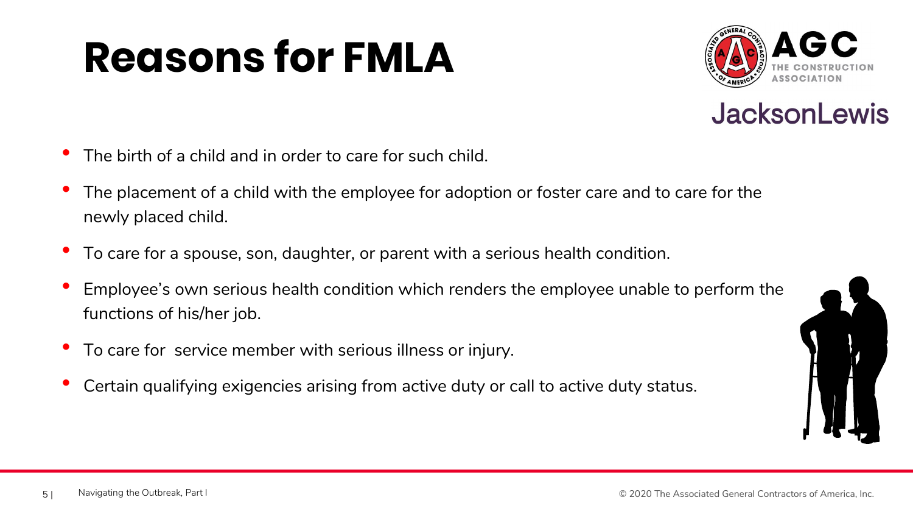# Reasons for FMLA

- The birth of a child and in order to care for such child.
- The placement of a child with the employee for adoption or foster care and to care for the newly placed child.
- To care for a spouse, son, daughter, or parent with a serious health condition.
- Employee's own serious health condition which renders the employee unable to perform the functions of his/her job.
- To care for  service member with serious illness or injury.
- Certain qualifying exigencies arising from active duty or call to active duty status.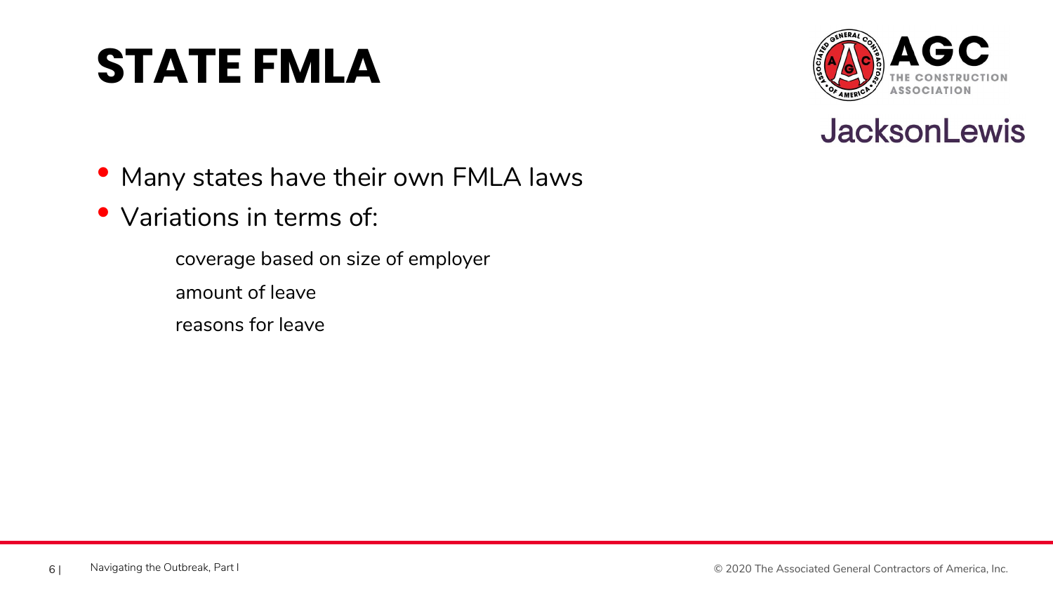# STATE FMLA

- Many states have their own FMLA laws
- Variations in terms of:
  - coverage based on size of employer
  - amount of leave
  - reasons for leave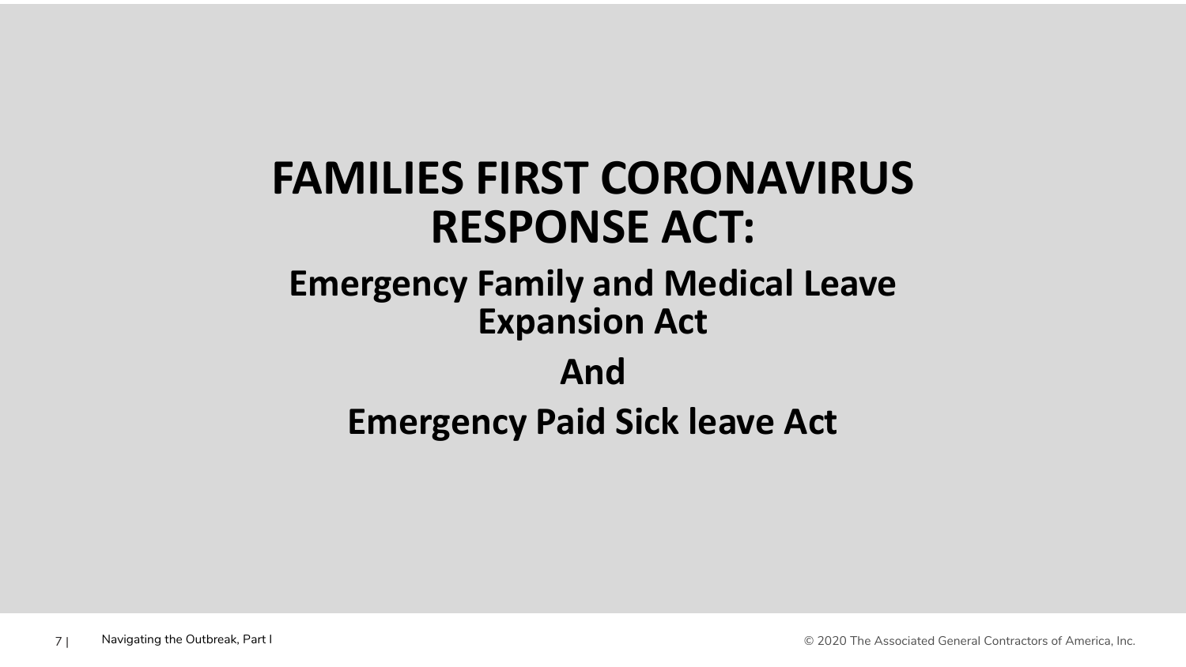# FAMILIES FIRST CORONAVIRUS RESPONSE ACT:

## Emergency Family and Medical Leave Expansion Act

## And

## Emergency Paid Sick leave Act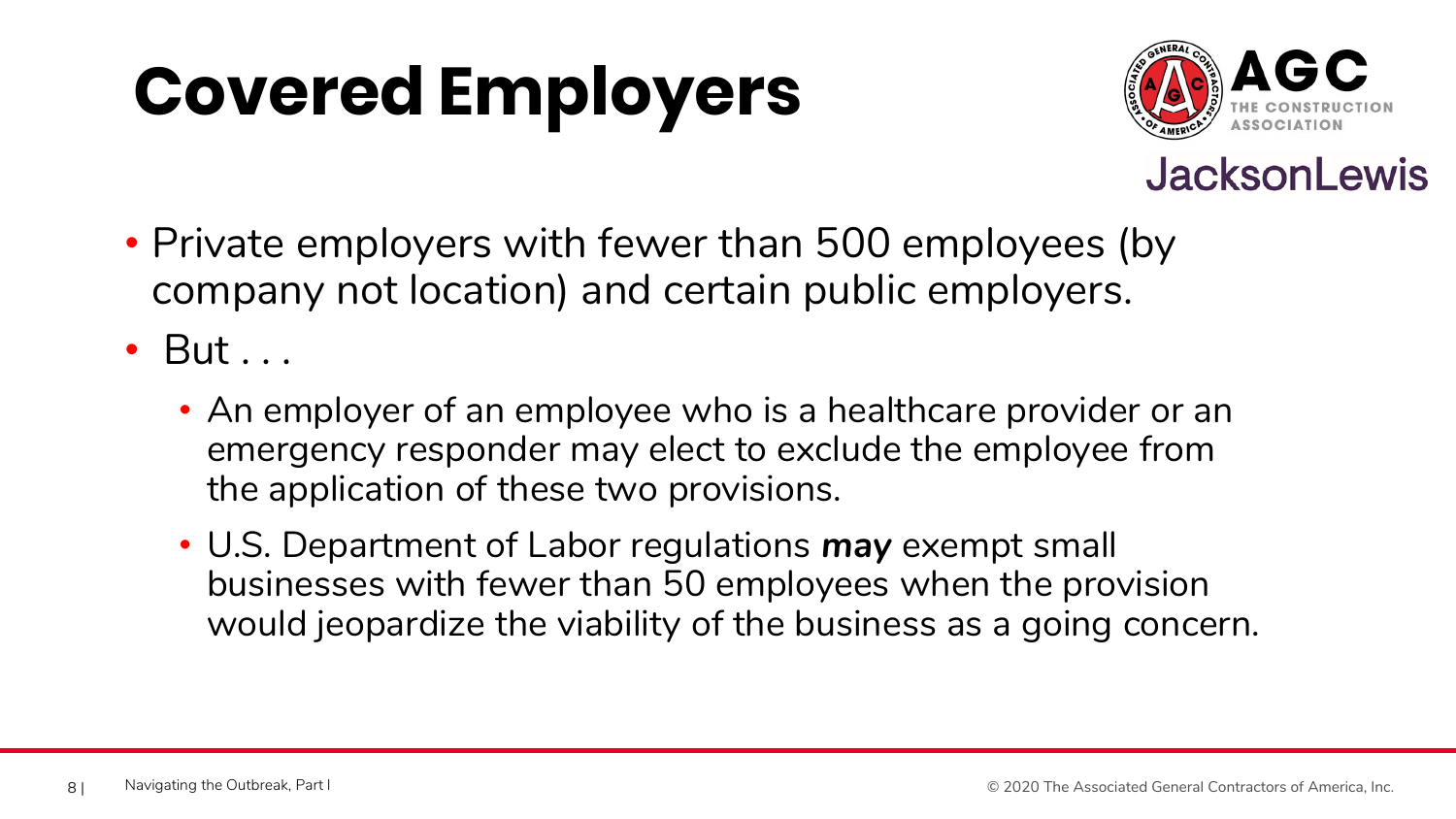# Covered Employers

- Private employers with fewer than 500 employees (by company not location) and certain public employers.
- But . . .
  - An employer of an employee who is a healthcare provider or an emergency responder may elect to exclude the employee from the application of these two provisions.
  - U.S. Department of Labor regulations ***may*** exempt small businesses with fewer than 50 employees when the provision would jeopardize the viability of the business as a going concern.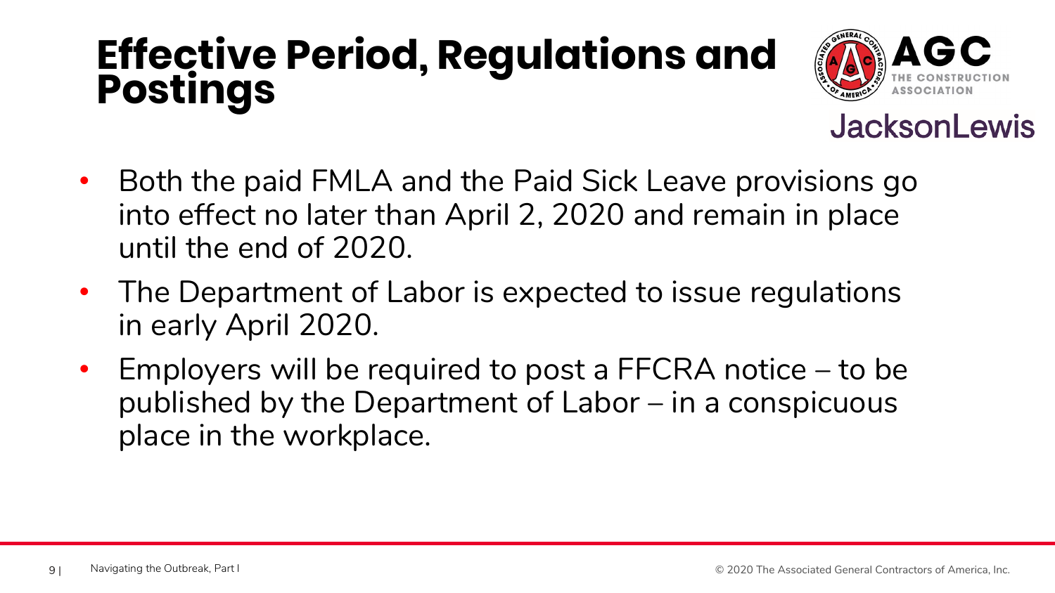# Effective Period, Regulations and Postings

- Both the paid FMLA and the Paid Sick Leave provisions go into effect no later than April 2, 2020 and remain in place until the end of 2020.
- The Department of Labor is expected to issue regulations in early April 2020.
- Employers will be required to post a FFCRA notice – to be published by the Department of Labor – in a conspicuous place in the workplace.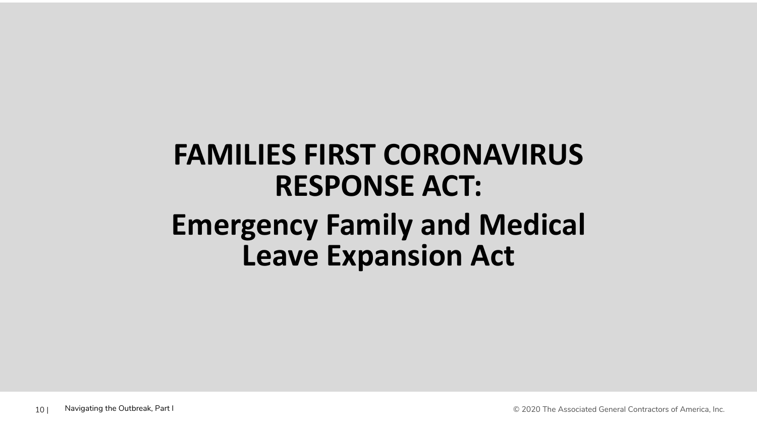# FAMILIES FIRST CORONAVIRUS RESPONSE ACT:

## Emergency Family and Medical Leave Expansion Act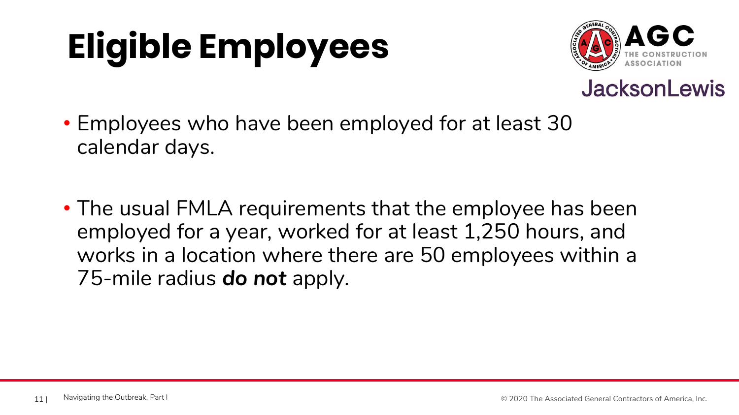# Eligible Employees

- Employees who have been employed for at least 30 calendar days.

- The usual FMLA requirements that the employee has been employed for a year, worked for at least 1,250 hours, and works in a location where there are 50 employees within a 75-mile radius ***do not*** apply.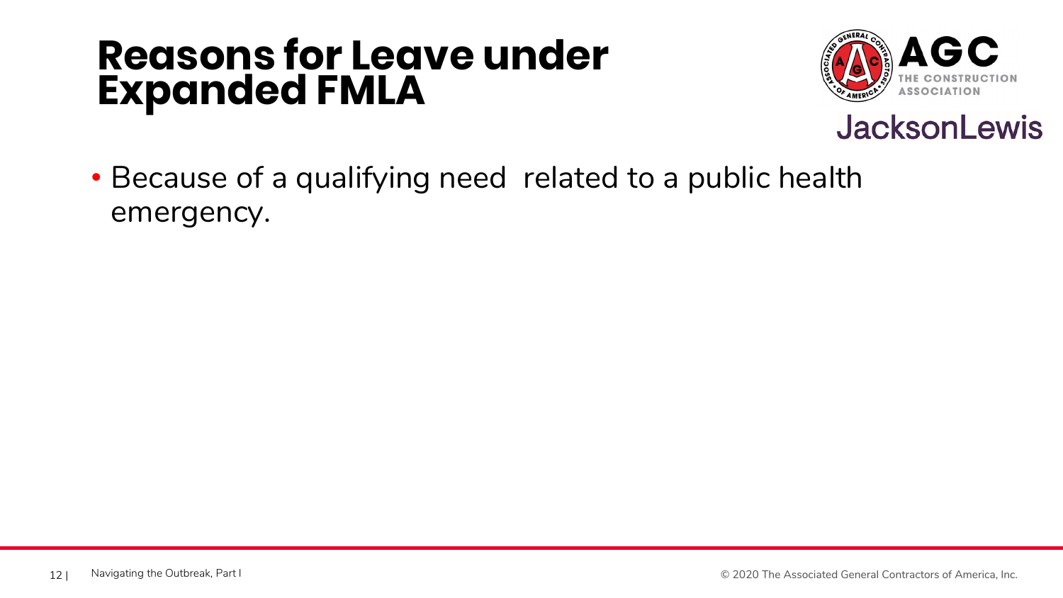# Reasons for Leave under Expanded FMLA

- Because of a qualifying need  related to a public health emergency.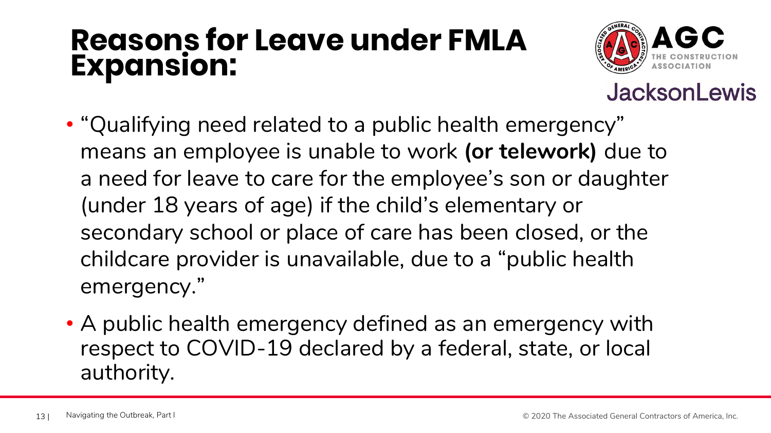# Reasons for Leave under FMLA Expansion:

- "Qualifying need related to a public health emergency" means an employee is unable to work **(or telework)** due to a need for leave to care for the employee's son or daughter (under 18 years of age) if the child's elementary or secondary school or place of care has been closed, or the childcare provider is unavailable, due to a "public health emergency."
- A public health emergency defined as an emergency with respect to COVID-19 declared by a federal, state, or local authority.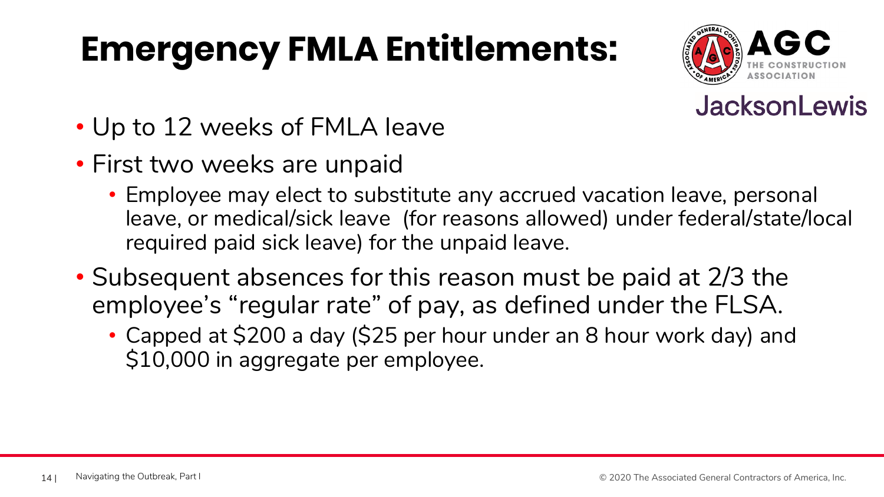# Emergency FMLA Entitlements:

- Up to 12 weeks of FMLA leave
- First two weeks are unpaid
  - Employee may elect to substitute any accrued vacation leave, personal leave, or medical/sick leave (for reasons allowed) under federal/state/local required paid sick leave) for the unpaid leave.
- Subsequent absences for this reason must be paid at 2/3 the employee's "regular rate" of pay, as defined under the FLSA.
  - Capped at $200 a day ($25 per hour under an 8 hour work day) and $10,000 in aggregate per employee.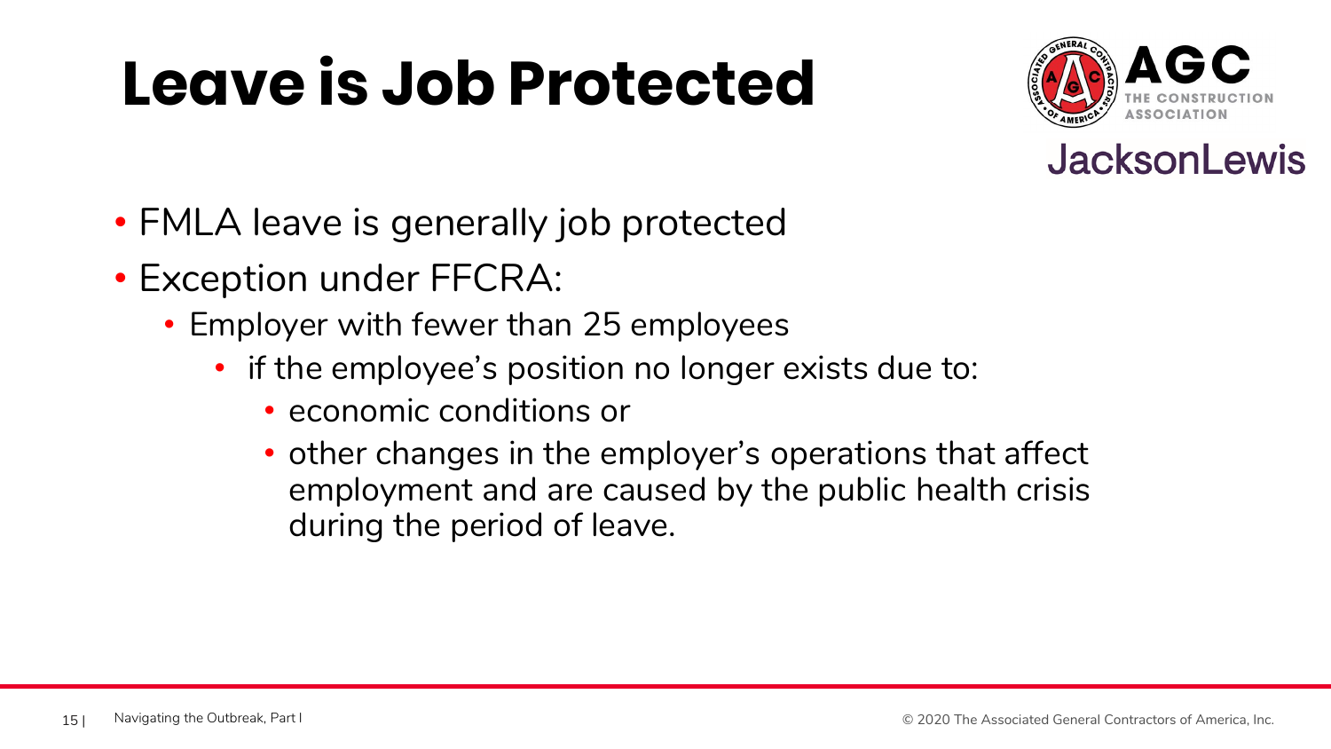# Leave is Job Protected

- FMLA leave is generally job protected
- Exception under FFCRA:
  - Employer with fewer than 25 employees
    - if the employee's position no longer exists due to:
      - economic conditions or
      - other changes in the employer's operations that affect employment and are caused by the public health crisis during the period of leave.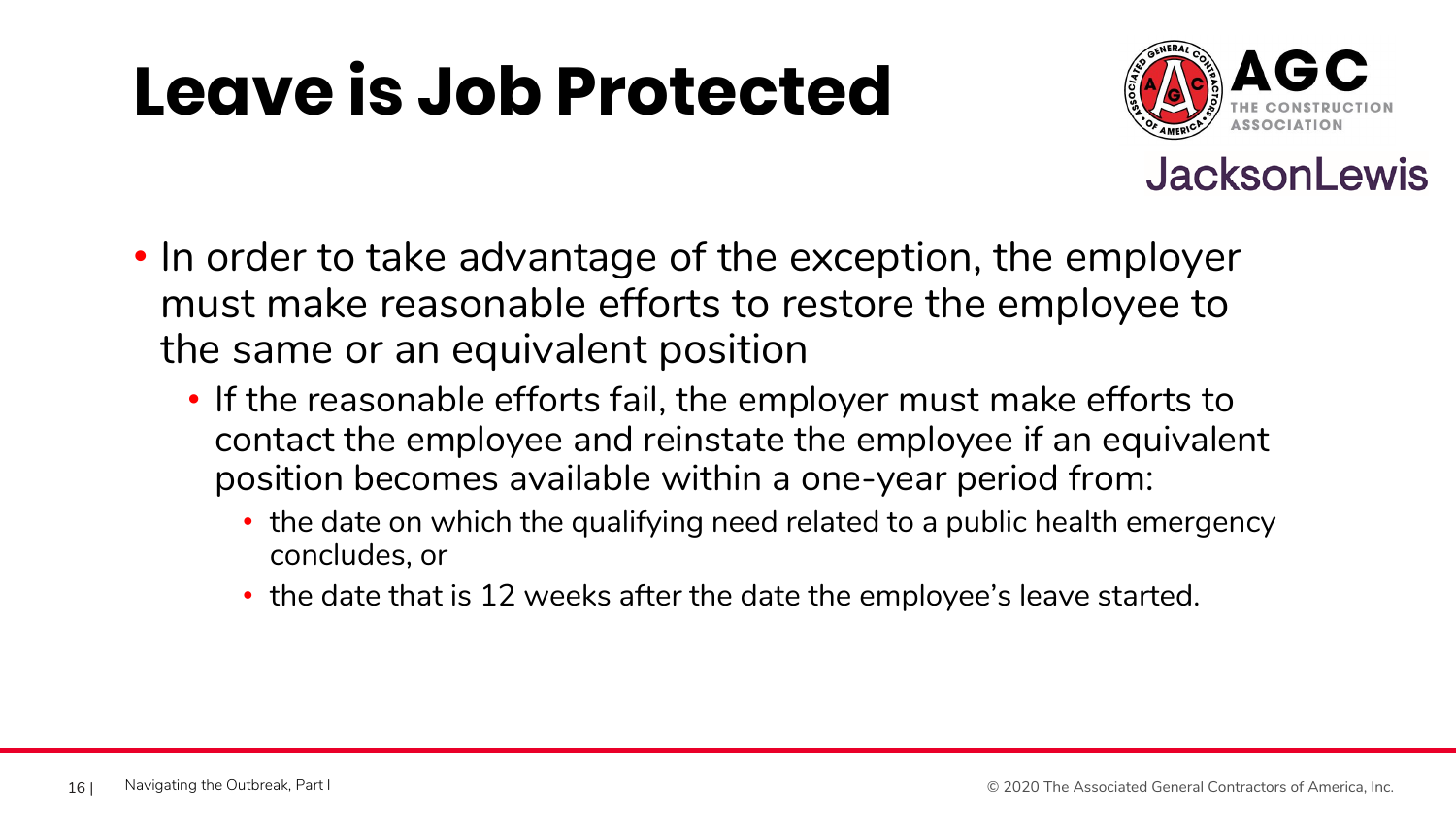# Leave is Job Protected

- In order to take advantage of the exception, the employer must make reasonable efforts to restore the employee to the same or an equivalent position
  - If the reasonable efforts fail, the employer must make efforts to contact the employee and reinstate the employee if an equivalent position becomes available within a one-year period from:
    - the date on which the qualifying need related to a public health emergency concludes, or
    - the date that is 12 weeks after the date the employee's leave started.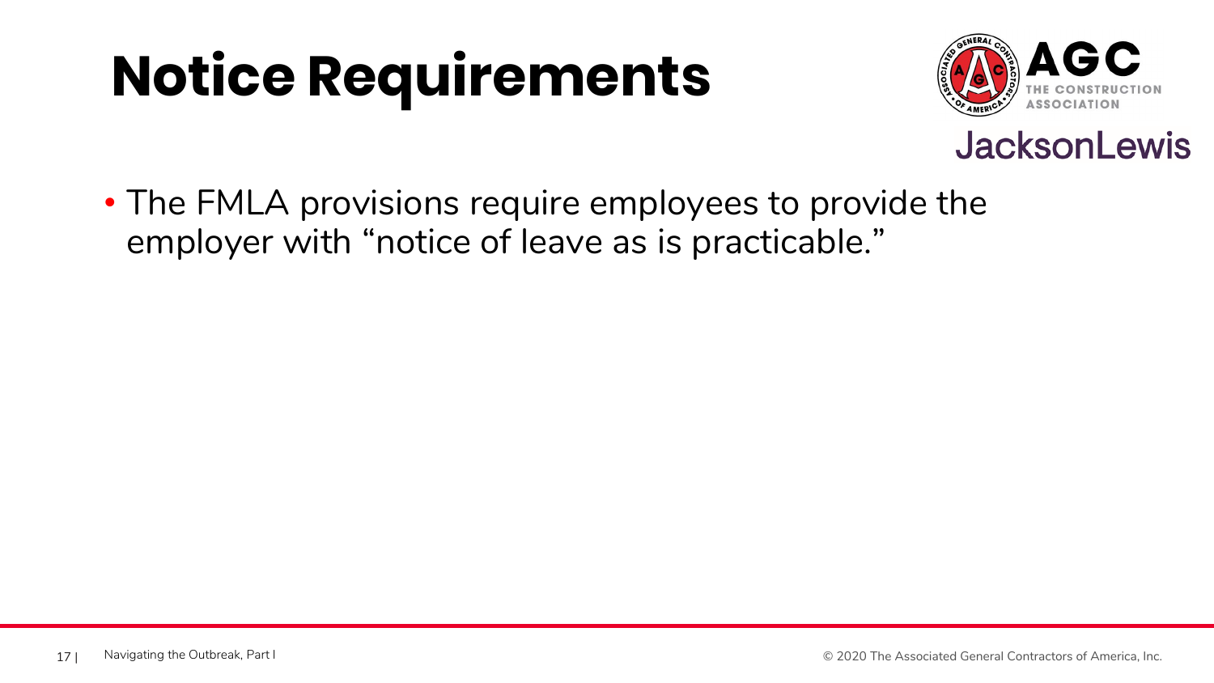# Notice Requirements

- The FMLA provisions require employees to provide the employer with "notice of leave as is practicable."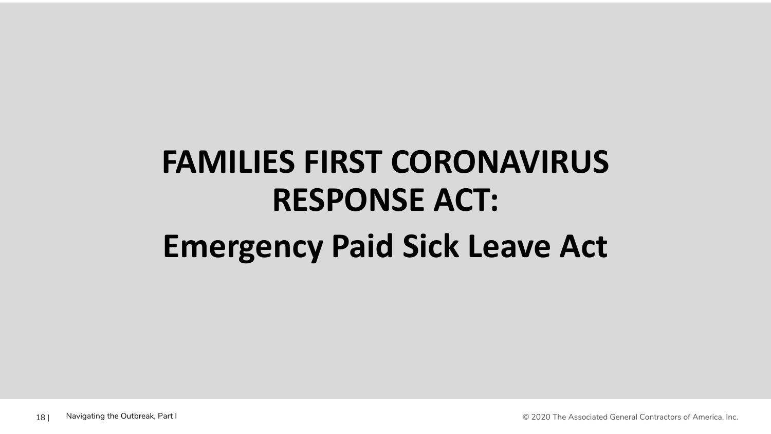# FAMILIES FIRST CORONAVIRUS RESPONSE ACT:

## Emergency Paid Sick Leave Act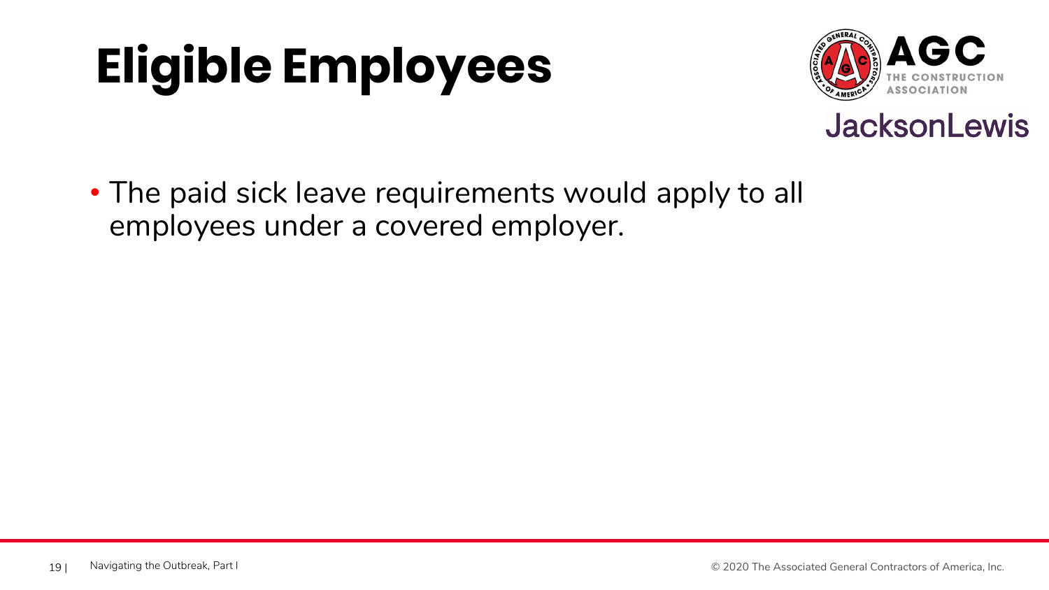# Eligible Employees

- The paid sick leave requirements would apply to all employees under a covered employer.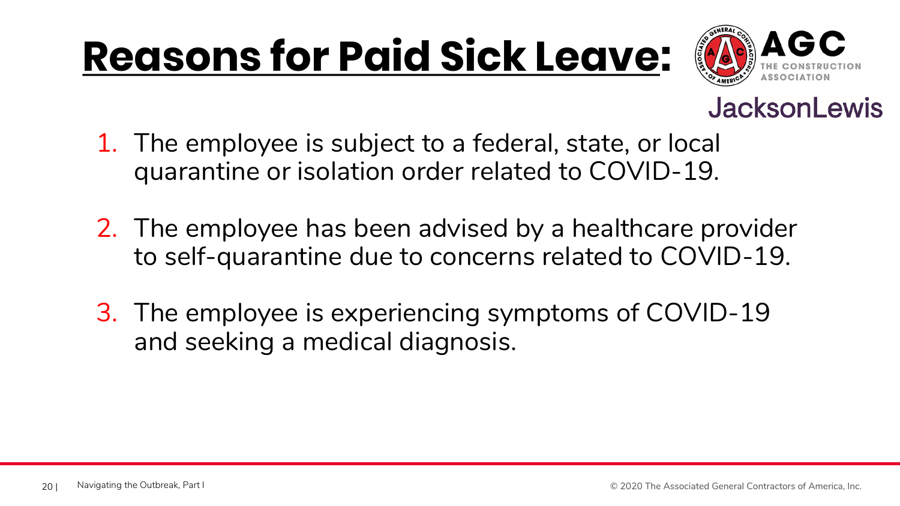# Reasons for Paid Sick Leave:

1. The employee is subject to a federal, state, or local quarantine or isolation order related to COVID-19.
2. The employee has been advised by a healthcare provider to self-quarantine due to concerns related to COVID-19.
3. The employee is experiencing symptoms of COVID-19 and seeking a medical diagnosis.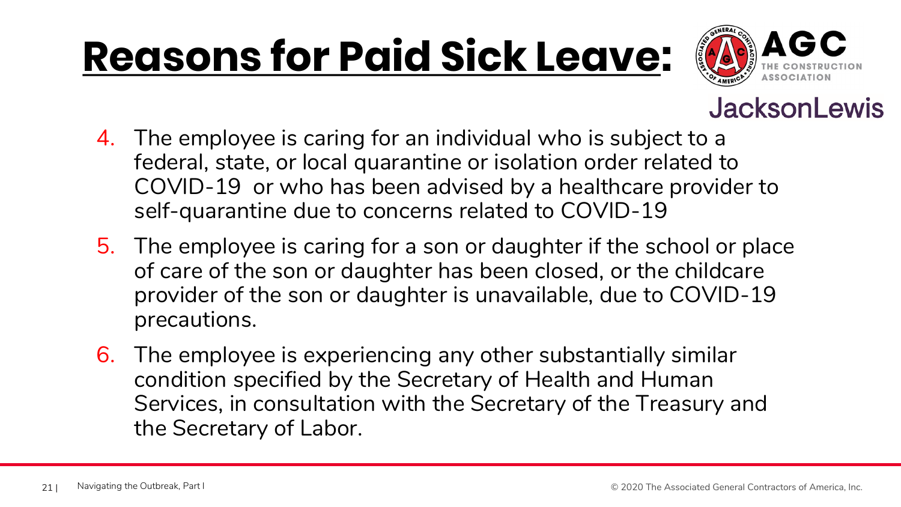# Reasons for Paid Sick Leave:

4. The employee is caring for an individual who is subject to a federal, state, or local quarantine or isolation order related to COVID-19 or who has been advised by a healthcare provider to self-quarantine due to concerns related to COVID-19
5. The employee is caring for a son or daughter if the school or place of care of the son or daughter has been closed, or the childcare provider of the son or daughter is unavailable, due to COVID-19 precautions.
6. The employee is experiencing any other substantially similar condition specified by the Secretary of Health and Human Services, in consultation with the Secretary of the Treasury and the Secretary of Labor.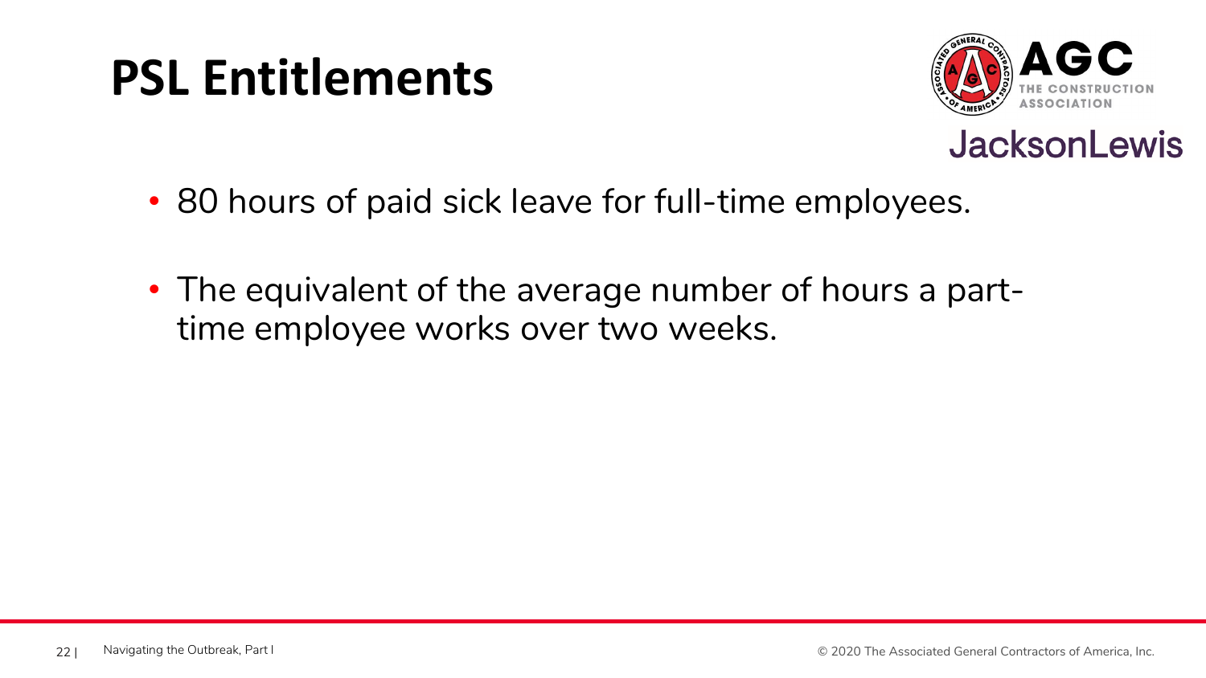# PSL Entitlements

- 80 hours of paid sick leave for full-time employees.
- The equivalent of the average number of hours a part-time employee works over two weeks.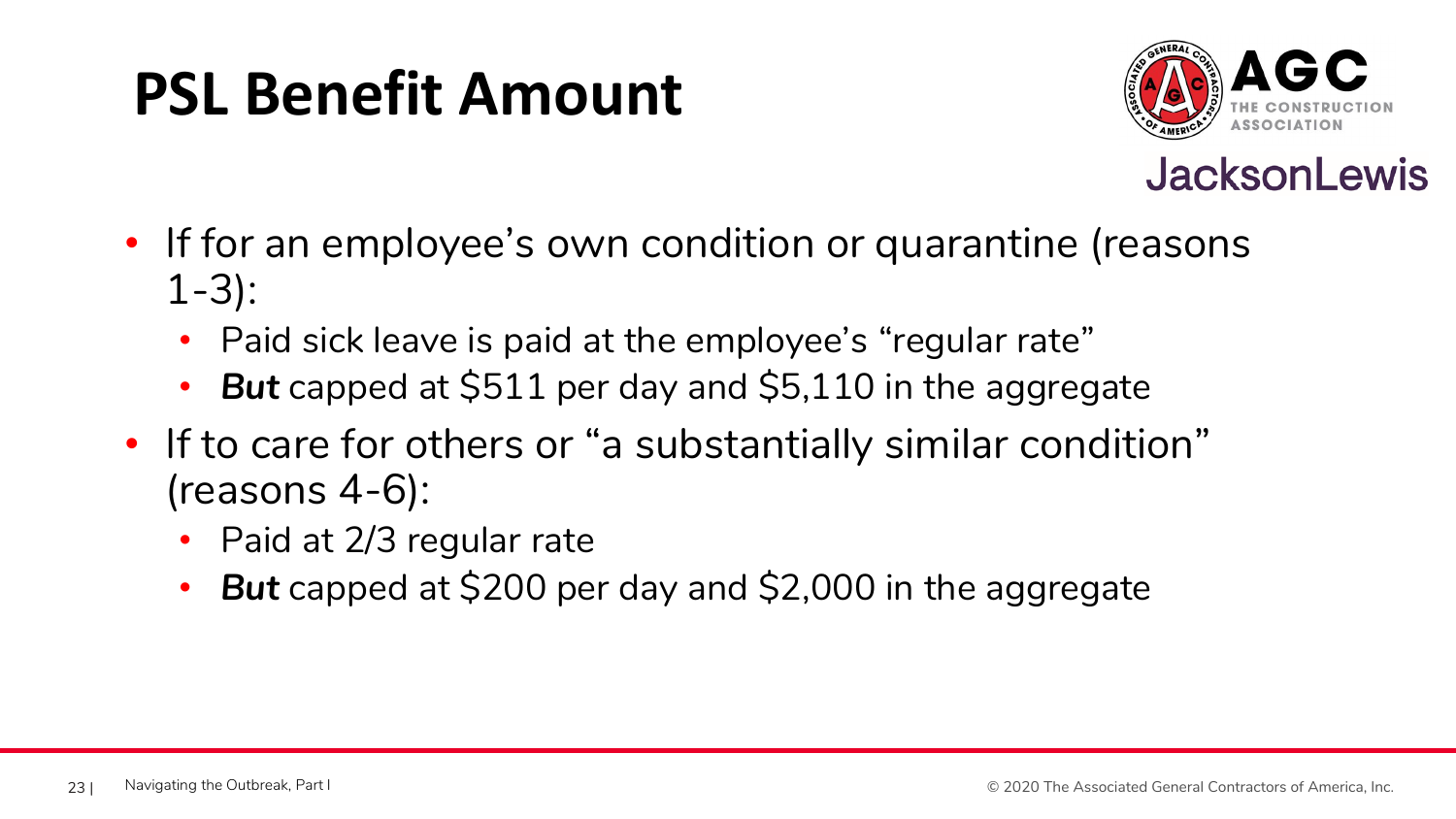# PSL Benefit Amount

- If for an employee's own condition or quarantine (reasons 1-3):
  - Paid sick leave is paid at the employee's "regular rate"
  - ***But*** capped at $511 per day and $5,110 in the aggregate
- If to care for others or "a substantially similar condition" (reasons 4-6):
  - Paid at 2/3 regular rate
  - ***But*** capped at $200 per day and $2,000 in the aggregate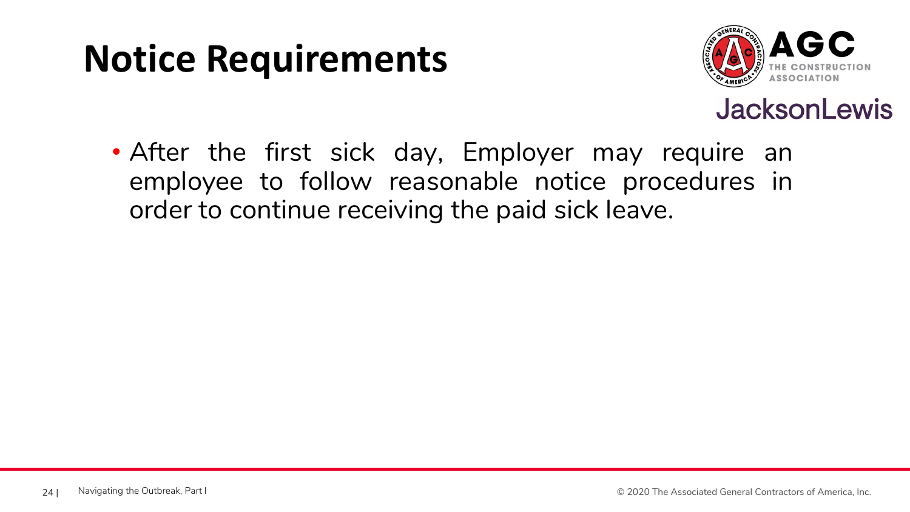# Notice Requirements

- After the first sick day, Employer may require an employee to follow reasonable notice procedures in order to continue receiving the paid sick leave.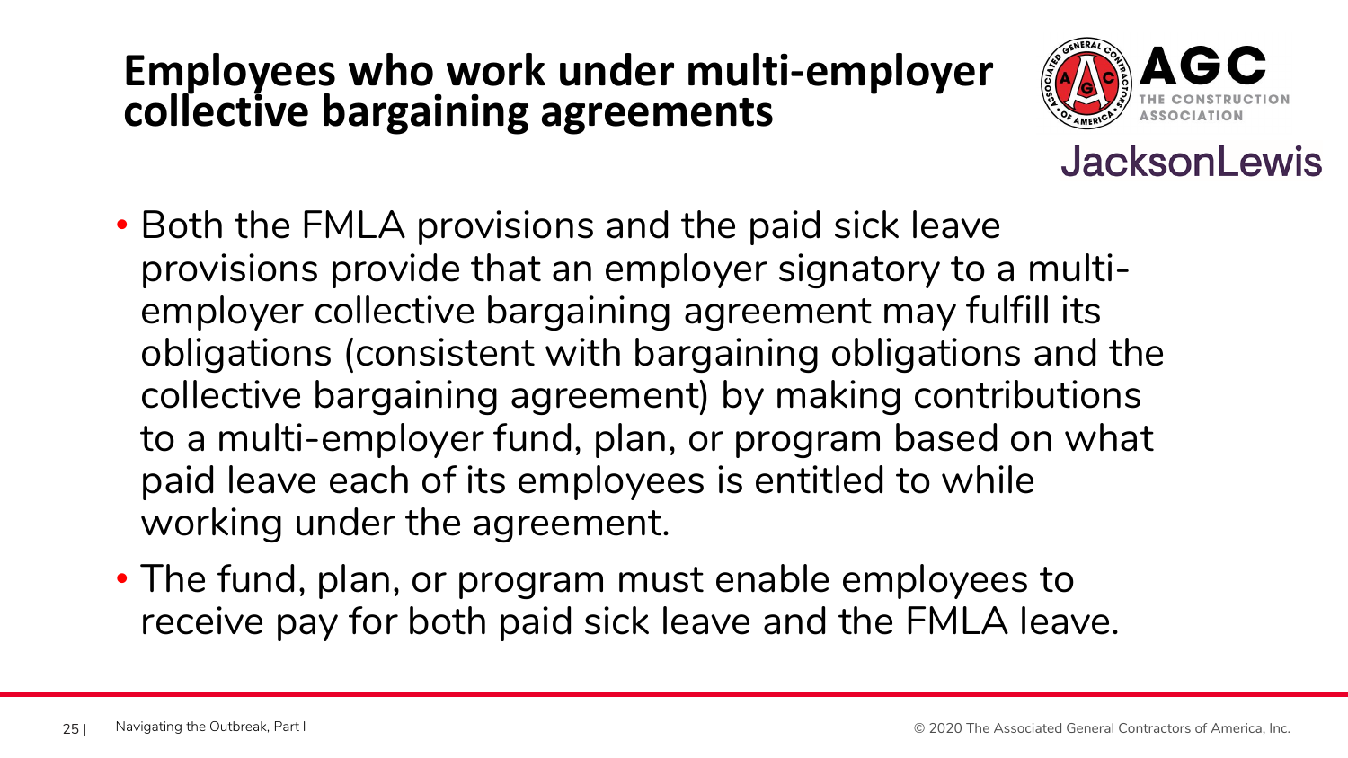# Employees who work under multi-employer collective bargaining agreements

- Both the FMLA provisions and the paid sick leave provisions provide that an employer signatory to a multi-employer collective bargaining agreement may fulfill its obligations (consistent with bargaining obligations and the collective bargaining agreement) by making contributions to a multi-employer fund, plan, or program based on what paid leave each of its employees is entitled to while working under the agreement.
- The fund, plan, or program must enable employees to receive pay for both paid sick leave and the FMLA leave.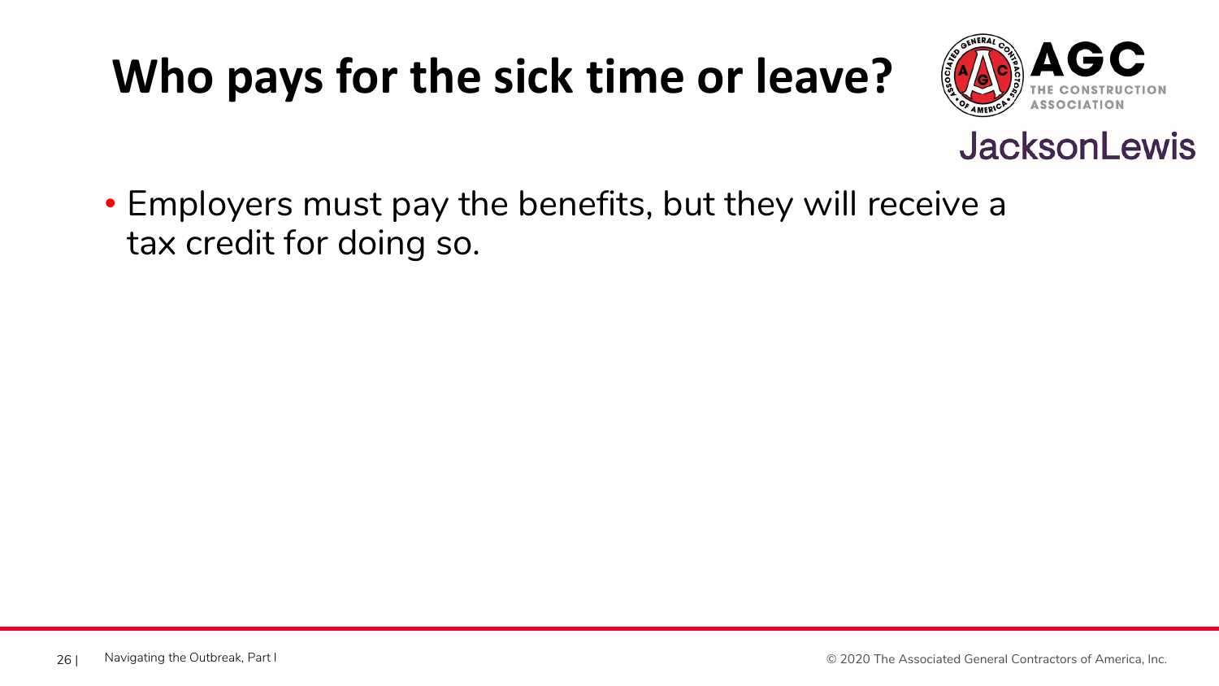# Who pays for the sick time or leave?

- Employers must pay the benefits, but they will receive a tax credit for doing so.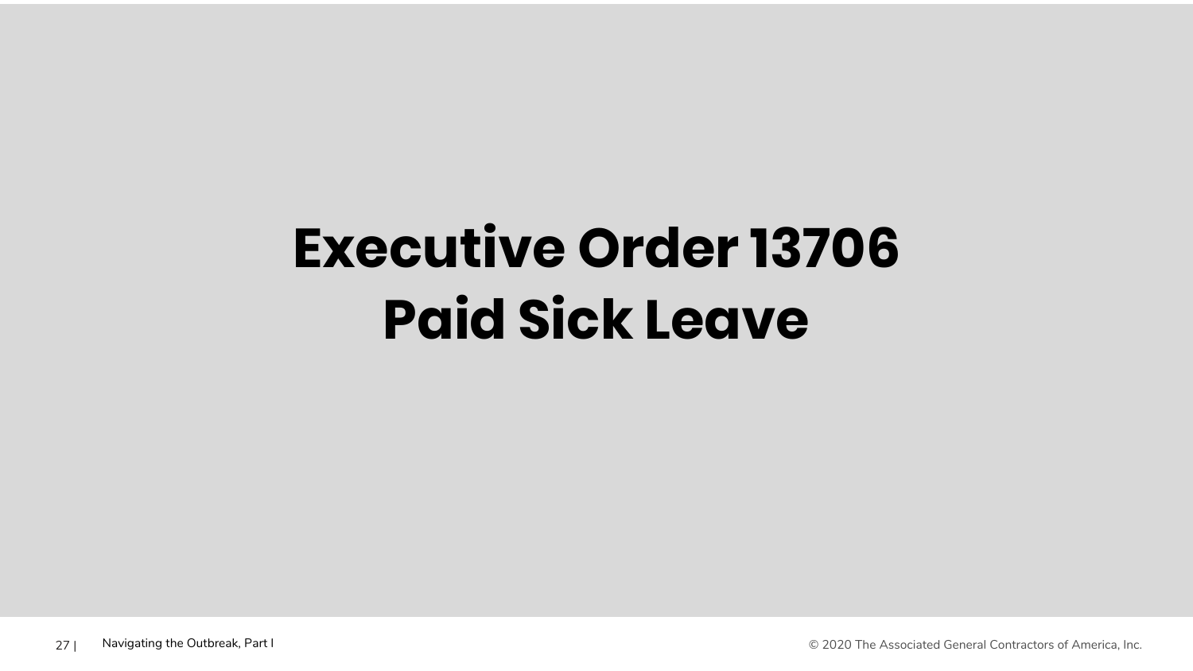# Executive Order 13706
# Paid Sick Leave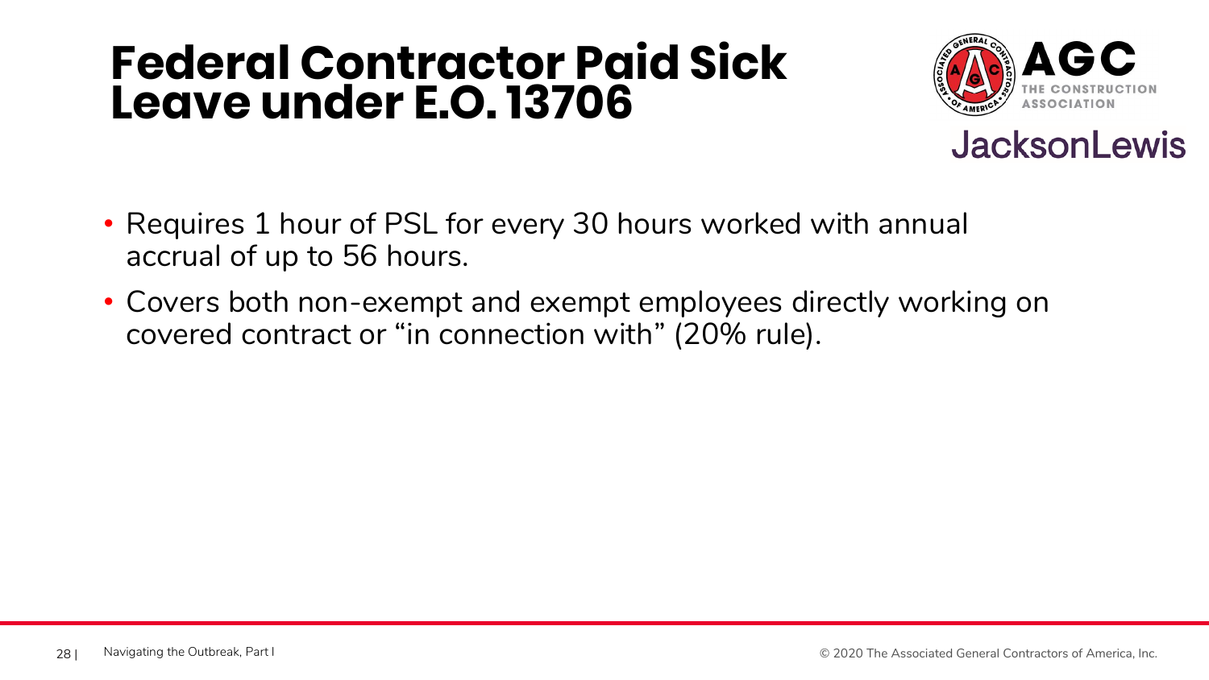# Federal Contractor Paid Sick Leave under E.O. 13706

- Requires 1 hour of PSL for every 30 hours worked with annual accrual of up to 56 hours.
- Covers both non-exempt and exempt employees directly working on covered contract or "in connection with" (20% rule).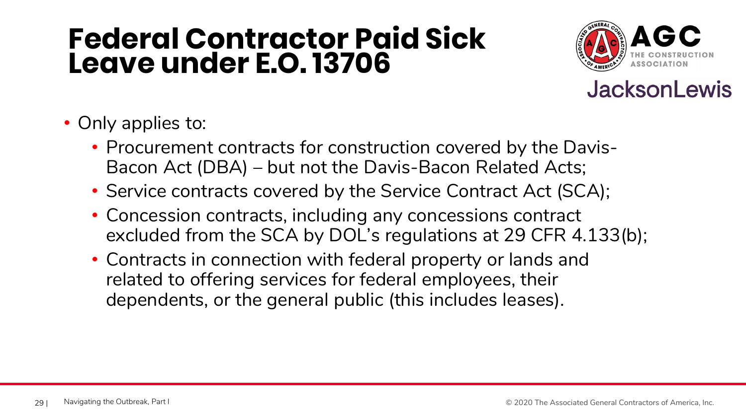# Federal Contractor Paid Sick Leave under E.O. 13706

- Only applies to:
  - Procurement contracts for construction covered by the Davis-Bacon Act (DBA) – but not the Davis-Bacon Related Acts;
  - Service contracts covered by the Service Contract Act (SCA);
  - Concession contracts, including any concessions contract excluded from the SCA by DOL's regulations at 29 CFR 4.133(b);
  - Contracts in connection with federal property or lands and related to offering services for federal employees, their dependents, or the general public (this includes leases).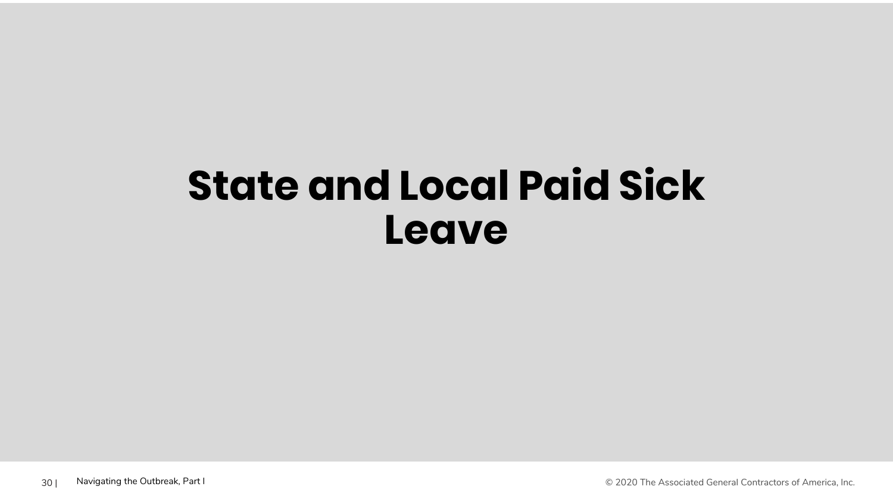# State and Local Paid Sick Leave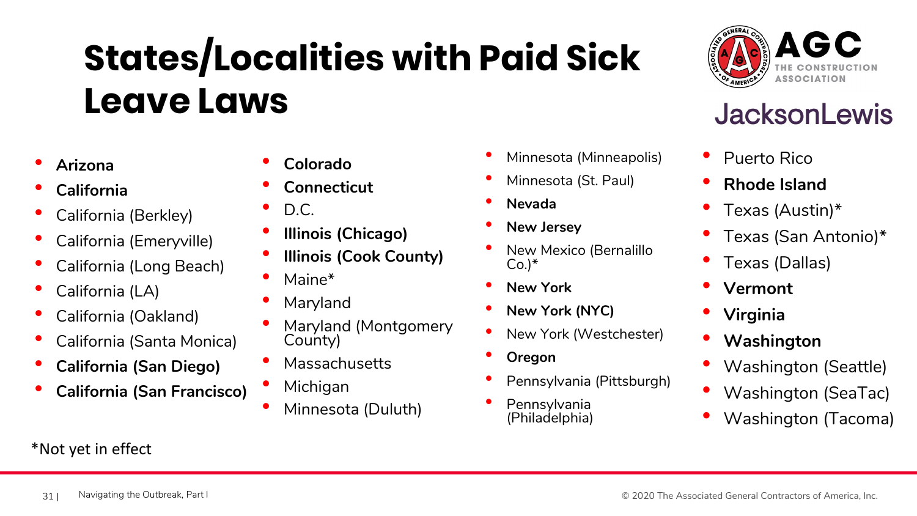# States/Localities with Paid Sick Leave Laws

AGC THE CONSTRUCTION ASSOCIATION

JacksonLewis

- **Arizona**
- **California**
- California (Berkley)
- California (Emeryville)
- California (Long Beach)
- California (LA)
- California (Oakland)
- California (Santa Monica)
- **California (San Diego)**
- **California (San Francisco)**
- **Colorado**
- **Connecticut**
- D.C.
- **Illinois (Chicago)**
- **Illinois (Cook County)**
- Maine*
- Maryland
- Maryland (Montgomery County)
- Massachusetts
- Michigan
- Minnesota (Duluth)
- Minnesota (Minneapolis)
- Minnesota (St. Paul)
- **Nevada**
- **New Jersey**
- New Mexico (Bernalillo Co.)*
- **New York**
- **New York (NYC)**
- New York (Westchester)
- **Oregon**
- Pennsylvania (Pittsburgh)
- Pennsylvania (Philadelphia)
- Puerto Rico
- **Rhode Island**
- Texas (Austin)*
- Texas (San Antonio)*
- Texas (Dallas)
- **Vermont**
- **Virginia**
- **Washington**
- Washington (Seattle)
- Washington (SeaTac)
- Washington (Tacoma)

*Not yet in effect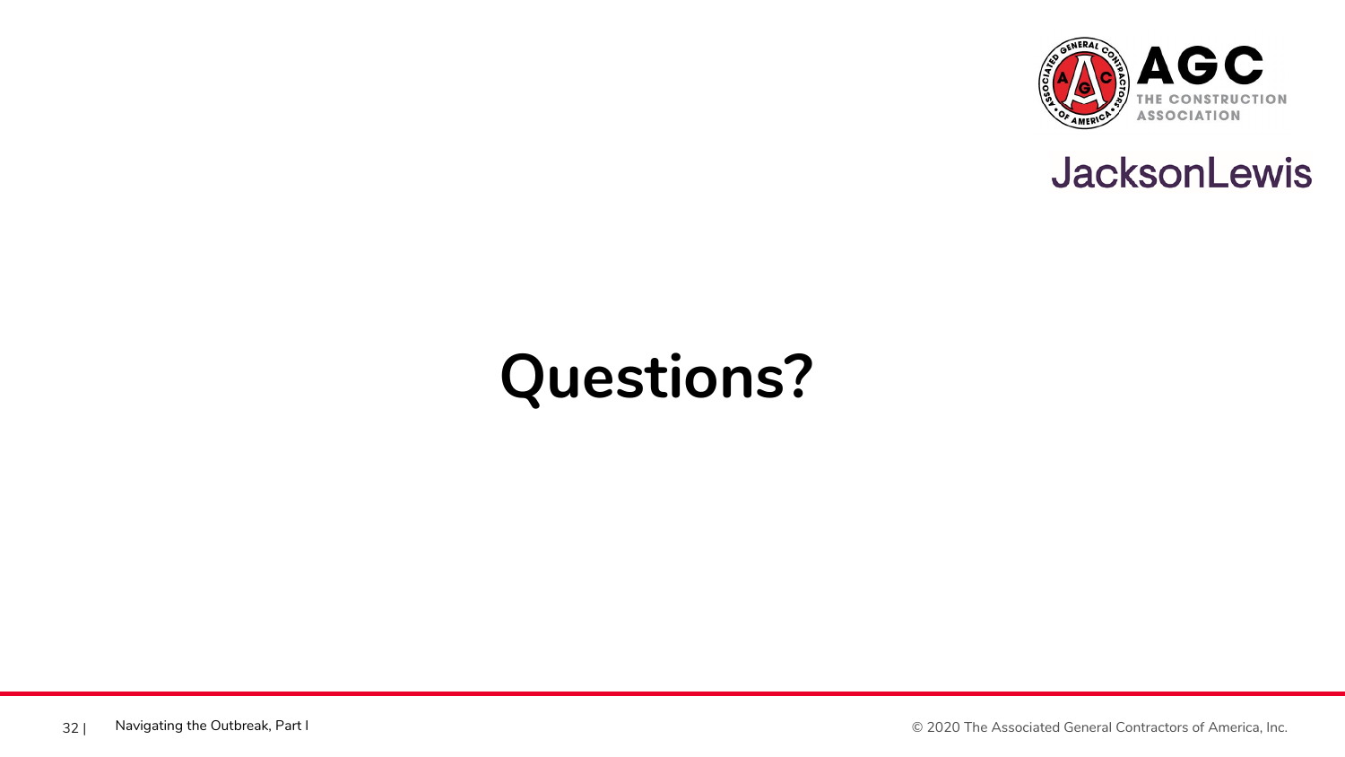# Questions?